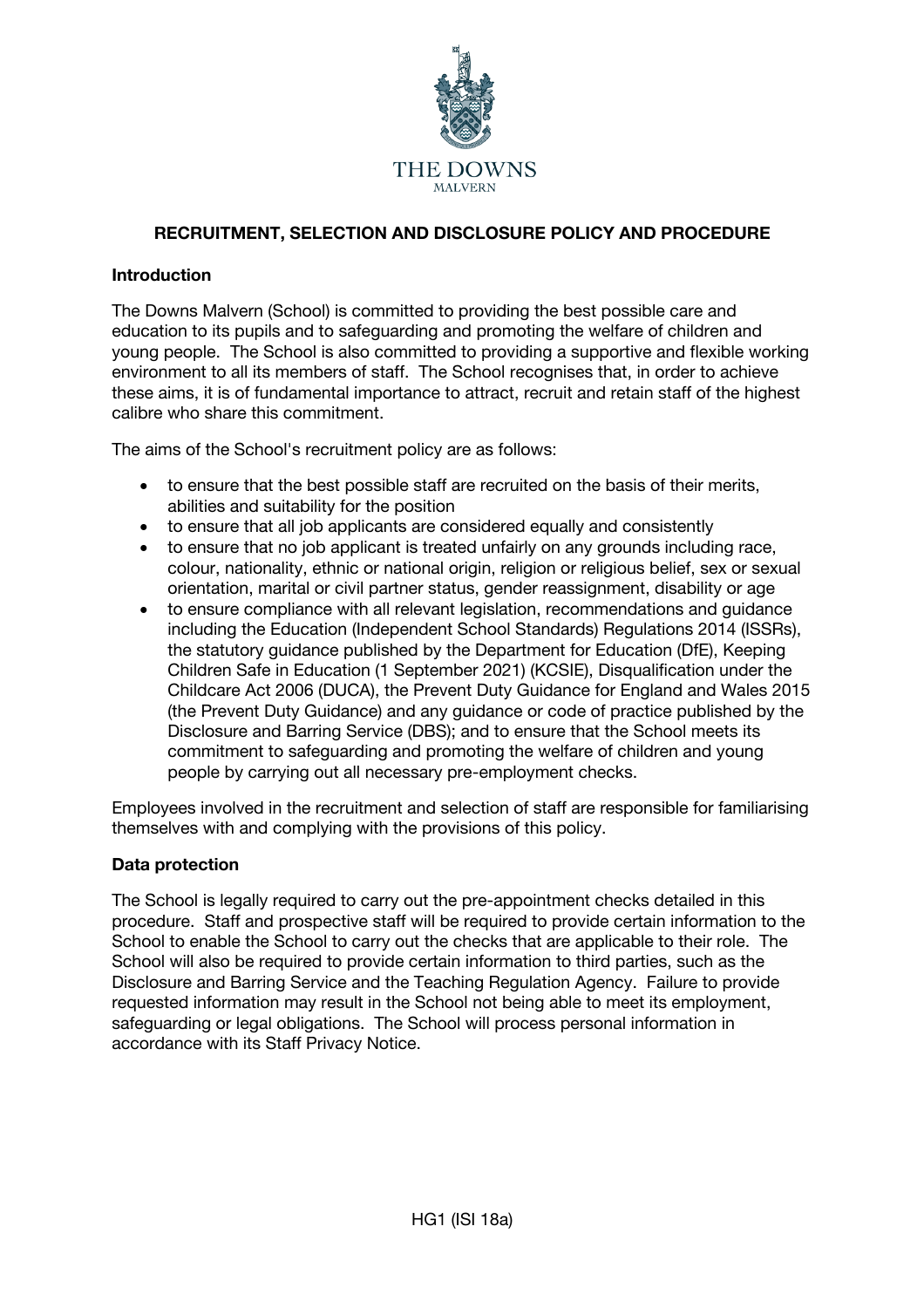THE DOWNS
MALVERN

# RECRUITMENT, SELECTION AND DISCLOSURE POLICY AND PROCEDURE

## Introduction

The Downs Malvern (School) is committed to providing the best possible care and education to its pupils and to safeguarding and promoting the welfare of children and young people. The School is also committed to providing a supportive and flexible working environment to all its members of staff. The School recognises that, in order to achieve these aims, it is of fundamental importance to attract, recruit and retain staff of the highest calibre who share this commitment.

The aims of the School's recruitment policy are as follows:

- to ensure that the best possible staff are recruited on the basis of their merits, abilities and suitability for the position
- to ensure that all job applicants are considered equally and consistently
- to ensure that no job applicant is treated unfairly on any grounds including race, colour, nationality, ethnic or national origin, religion or religious belief, sex or sexual orientation, marital or civil partner status, gender reassignment, disability or age
- to ensure compliance with all relevant legislation, recommendations and guidance including the Education (Independent School Standards) Regulations 2014 (ISSRs), the statutory guidance published by the Department for Education (DfE), Keeping Children Safe in Education (1 September 2021) (KCSIE), Disqualification under the Childcare Act 2006 (DUCA), the Prevent Duty Guidance for England and Wales 2015 (the Prevent Duty Guidance) and any guidance or code of practice published by the Disclosure and Barring Service (DBS); and to ensure that the School meets its commitment to safeguarding and promoting the welfare of children and young people by carrying out all necessary pre-employment checks.

Employees involved in the recruitment and selection of staff are responsible for familiarising themselves with and complying with the provisions of this policy.

## Data protection

The School is legally required to carry out the pre-appointment checks detailed in this procedure. Staff and prospective staff will be required to provide certain information to the School to enable the School to carry out the checks that are applicable to their role. The School will also be required to provide certain information to third parties, such as the Disclosure and Barring Service and the Teaching Regulation Agency. Failure to provide requested information may result in the School not being able to meet its employment, safeguarding or legal obligations. The School will process personal information in accordance with its Staff Privacy Notice.

HG1 (ISI 18a)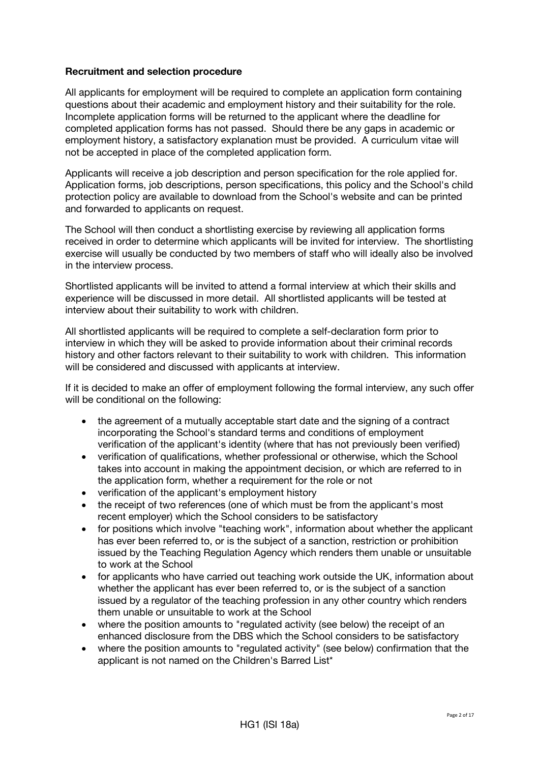**Recruitment and selection procedure**

All applicants for employment will be required to complete an application form containing questions about their academic and employment history and their suitability for the role. Incomplete application forms will be returned to the applicant where the deadline for completed application forms has not passed. Should there be any gaps in academic or employment history, a satisfactory explanation must be provided. A curriculum vitae will not be accepted in place of the completed application form.

Applicants will receive a job description and person specification for the role applied for. Application forms, job descriptions, person specifications, this policy and the School's child protection policy are available to download from the School's website and can be printed and forwarded to applicants on request.

The School will then conduct a shortlisting exercise by reviewing all application forms received in order to determine which applicants will be invited for interview. The shortlisting exercise will usually be conducted by two members of staff who will ideally also be involved in the interview process.

Shortlisted applicants will be invited to attend a formal interview at which their skills and experience will be discussed in more detail. All shortlisted applicants will be tested at interview about their suitability to work with children.

All shortlisted applicants will be required to complete a self-declaration form prior to interview in which they will be asked to provide information about their criminal records history and other factors relevant to their suitability to work with children. This information will be considered and discussed with applicants at interview.

If it is decided to make an offer of employment following the formal interview, any such offer will be conditional on the following:

- the agreement of a mutually acceptable start date and the signing of a contract incorporating the School's standard terms and conditions of employment verification of the applicant's identity (where that has not previously been verified)
- verification of qualifications, whether professional or otherwise, which the School takes into account in making the appointment decision, or which are referred to in the application form, whether a requirement for the role or not
- verification of the applicant's employment history
- the receipt of two references (one of which must be from the applicant's most recent employer) which the School considers to be satisfactory
- for positions which involve "teaching work", information about whether the applicant has ever been referred to, or is the subject of a sanction, restriction or prohibition issued by the Teaching Regulation Agency which renders them unable or unsuitable to work at the School
- for applicants who have carried out teaching work outside the UK, information about whether the applicant has ever been referred to, or is the subject of a sanction issued by a regulator of the teaching profession in any other country which renders them unable or unsuitable to work at the School
- where the position amounts to "regulated activity (see below) the receipt of an enhanced disclosure from the DBS which the School considers to be satisfactory
- where the position amounts to "regulated activity" (see below) confirmation that the applicant is not named on the Children's Barred List*

HG1 (ISI 18a)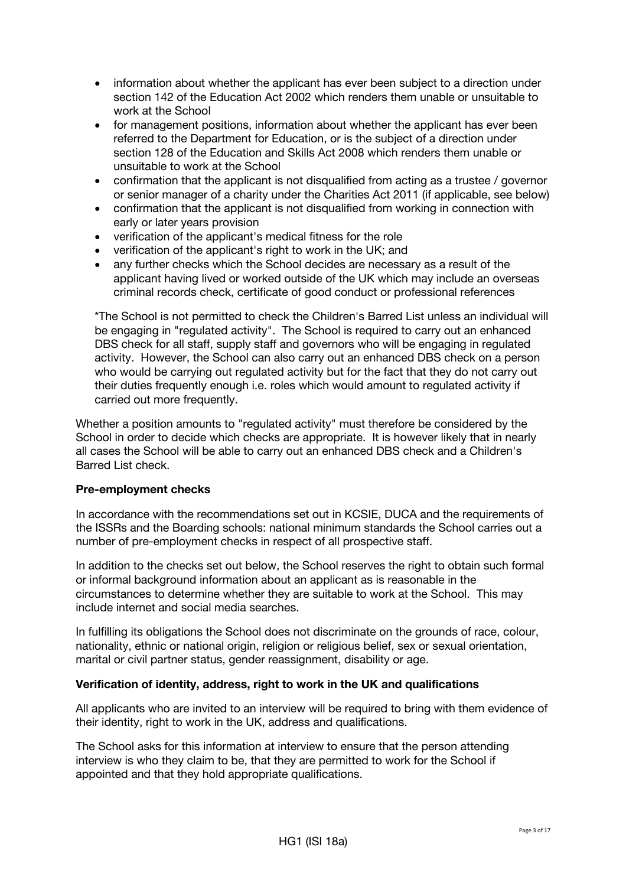- information about whether the applicant has ever been subject to a direction under section 142 of the Education Act 2002 which renders them unable or unsuitable to work at the School
- for management positions, information about whether the applicant has ever been referred to the Department for Education, or is the subject of a direction under section 128 of the Education and Skills Act 2008 which renders them unable or unsuitable to work at the School
- confirmation that the applicant is not disqualified from acting as a trustee / governor or senior manager of a charity under the Charities Act 2011 (if applicable, see below)
- confirmation that the applicant is not disqualified from working in connection with early or later years provision
- verification of the applicant's medical fitness for the role
- verification of the applicant's right to work in the UK; and
- any further checks which the School decides are necessary as a result of the applicant having lived or worked outside of the UK which may include an overseas criminal records check, certificate of good conduct or professional references

*The School is not permitted to check the Children's Barred List unless an individual will be engaging in "regulated activity". The School is required to carry out an enhanced DBS check for all staff, supply staff and governors who will be engaging in regulated activity. However, the School can also carry out an enhanced DBS check on a person who would be carrying out regulated activity but for the fact that they do not carry out their duties frequently enough i.e. roles which would amount to regulated activity if carried out more frequently.

Whether a position amounts to "regulated activity" must therefore be considered by the School in order to decide which checks are appropriate. It is however likely that in nearly all cases the School will be able to carry out an enhanced DBS check and a Children's Barred List check.

**Pre-employment checks**

In accordance with the recommendations set out in KCSIE, DUCA and the requirements of the ISSRs and the Boarding schools: national minimum standards the School carries out a number of pre-employment checks in respect of all prospective staff.

In addition to the checks set out below, the School reserves the right to obtain such formal or informal background information about an applicant as is reasonable in the circumstances to determine whether they are suitable to work at the School. This may include internet and social media searches.

In fulfilling its obligations the School does not discriminate on the grounds of race, colour, nationality, ethnic or national origin, religion or religious belief, sex or sexual orientation, marital or civil partner status, gender reassignment, disability or age.

**Verification of identity, address, right to work in the UK and qualifications**

All applicants who are invited to an interview will be required to bring with them evidence of their identity, right to work in the UK, address and qualifications.

The School asks for this information at interview to ensure that the person attending interview is who they claim to be, that they are permitted to work for the School if appointed and that they hold appropriate qualifications.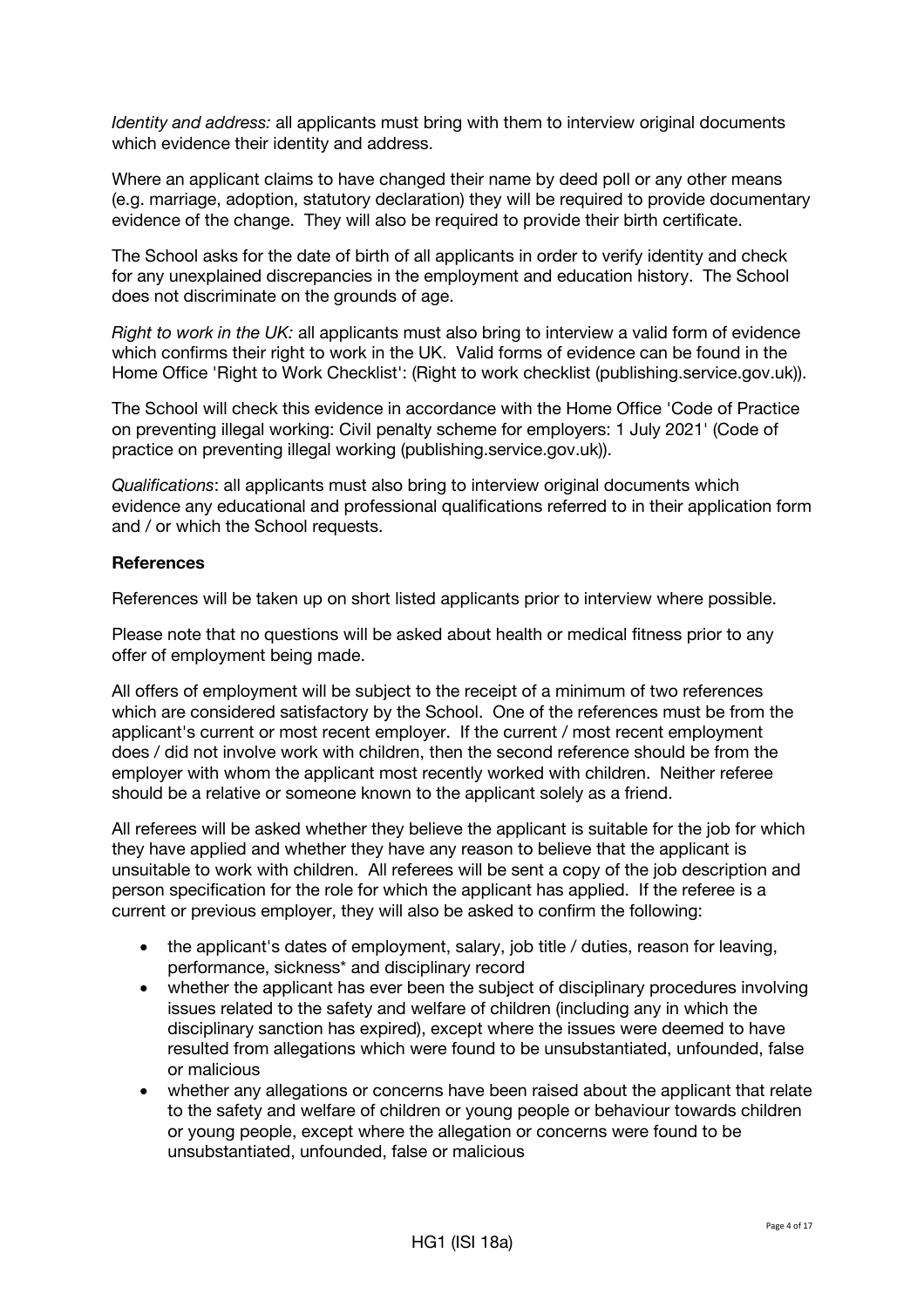*Identity and address:* all applicants must bring with them to interview original documents which evidence their identity and address.

Where an applicant claims to have changed their name by deed poll or any other means (e.g. marriage, adoption, statutory declaration) they will be required to provide documentary evidence of the change. They will also be required to provide their birth certificate.

The School asks for the date of birth of all applicants in order to verify identity and check for any unexplained discrepancies in the employment and education history. The School does not discriminate on the grounds of age.

*Right to work in the UK:* all applicants must also bring to interview a valid form of evidence which confirms their right to work in the UK. Valid forms of evidence can be found in the Home Office 'Right to Work Checklist': (Right to work checklist (publishing.service.gov.uk)).

The School will check this evidence in accordance with the Home Office 'Code of Practice on preventing illegal working: Civil penalty scheme for employers: 1 July 2021' (Code of practice on preventing illegal working (publishing.service.gov.uk)).

*Qualifications*: all applicants must also bring to interview original documents which evidence any educational and professional qualifications referred to in their application form and / or which the School requests.

**References**

References will be taken up on short listed applicants prior to interview where possible.

Please note that no questions will be asked about health or medical fitness prior to any offer of employment being made.

All offers of employment will be subject to the receipt of a minimum of two references which are considered satisfactory by the School. One of the references must be from the applicant's current or most recent employer. If the current / most recent employment does / did not involve work with children, then the second reference should be from the employer with whom the applicant most recently worked with children. Neither referee should be a relative or someone known to the applicant solely as a friend.

All referees will be asked whether they believe the applicant is suitable for the job for which they have applied and whether they have any reason to believe that the applicant is unsuitable to work with children. All referees will be sent a copy of the job description and person specification for the role for which the applicant has applied. If the referee is a current or previous employer, they will also be asked to confirm the following:

- the applicant's dates of employment, salary, job title / duties, reason for leaving, performance, sickness* and disciplinary record
- whether the applicant has ever been the subject of disciplinary procedures involving issues related to the safety and welfare of children (including any in which the disciplinary sanction has expired), except where the issues were deemed to have resulted from allegations which were found to be unsubstantiated, unfounded, false or malicious
- whether any allegations or concerns have been raised about the applicant that relate to the safety and welfare of children or young people or behaviour towards children or young people, except where the allegation or concerns were found to be unsubstantiated, unfounded, false or malicious

HG1 (ISI 18a)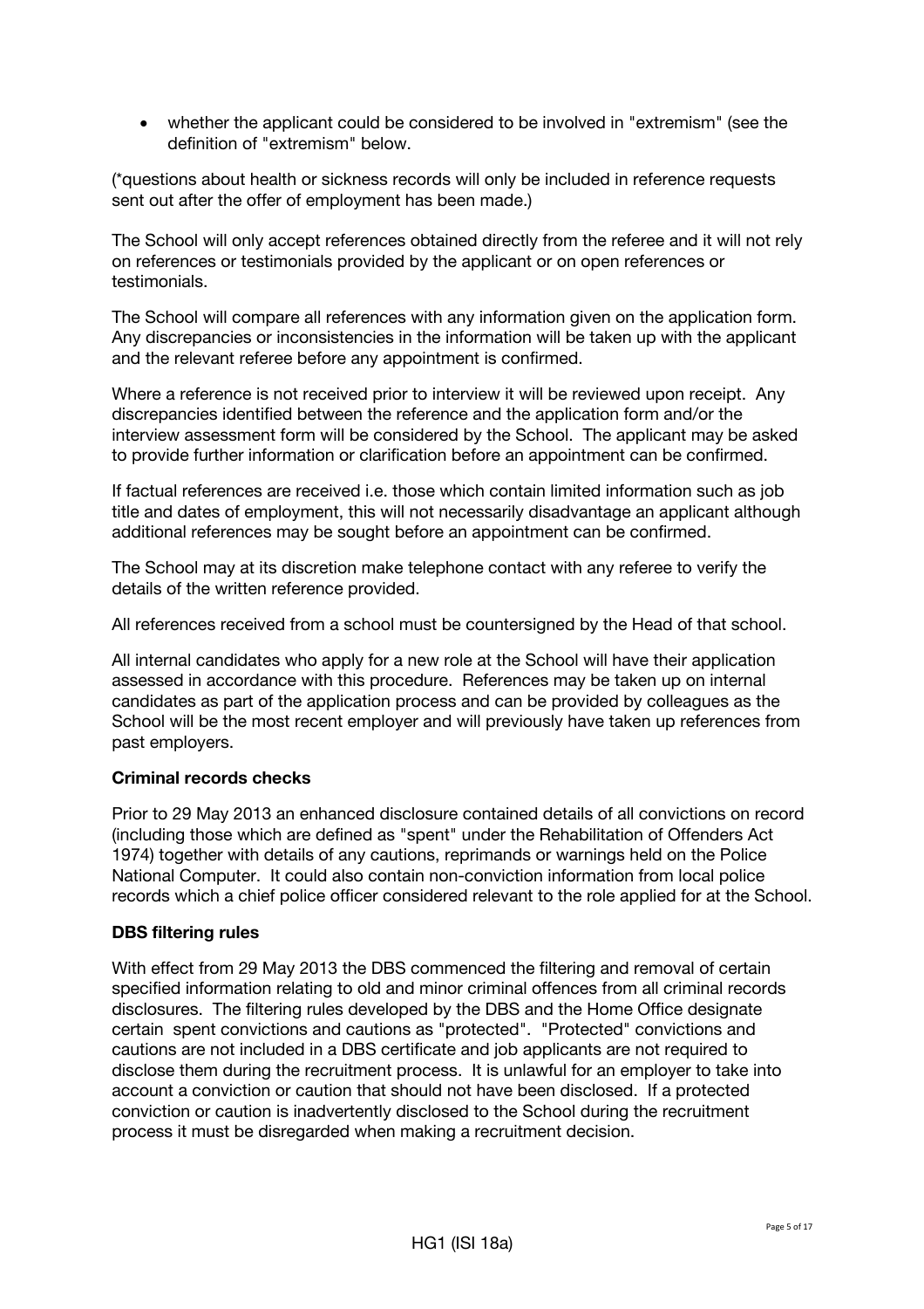- whether the applicant could be considered to be involved in "extremism" (see the definition of "extremism" below.

(*questions about health or sickness records will only be included in reference requests sent out after the offer of employment has been made.)

The School will only accept references obtained directly from the referee and it will not rely on references or testimonials provided by the applicant or on open references or testimonials.

The School will compare all references with any information given on the application form. Any discrepancies or inconsistencies in the information will be taken up with the applicant and the relevant referee before any appointment is confirmed.

Where a reference is not received prior to interview it will be reviewed upon receipt. Any discrepancies identified between the reference and the application form and/or the interview assessment form will be considered by the School. The applicant may be asked to provide further information or clarification before an appointment can be confirmed.

If factual references are received i.e. those which contain limited information such as job title and dates of employment, this will not necessarily disadvantage an applicant although additional references may be sought before an appointment can be confirmed.

The School may at its discretion make telephone contact with any referee to verify the details of the written reference provided.

All references received from a school must be countersigned by the Head of that school.

All internal candidates who apply for a new role at the School will have their application assessed in accordance with this procedure. References may be taken up on internal candidates as part of the application process and can be provided by colleagues as the School will be the most recent employer and will previously have taken up references from past employers.

**Criminal records checks**

Prior to 29 May 2013 an enhanced disclosure contained details of all convictions on record (including those which are defined as "spent" under the Rehabilitation of Offenders Act 1974) together with details of any cautions, reprimands or warnings held on the Police National Computer. It could also contain non-conviction information from local police records which a chief police officer considered relevant to the role applied for at the School.

**DBS filtering rules**

With effect from 29 May 2013 the DBS commenced the filtering and removal of certain specified information relating to old and minor criminal offences from all criminal records disclosures. The filtering rules developed by the DBS and the Home Office designate certain spent convictions and cautions as "protected". "Protected" convictions and cautions are not included in a DBS certificate and job applicants are not required to disclose them during the recruitment process. It is unlawful for an employer to take into account a conviction or caution that should not have been disclosed. If a protected conviction or caution is inadvertently disclosed to the School during the recruitment process it must be disregarded when making a recruitment decision.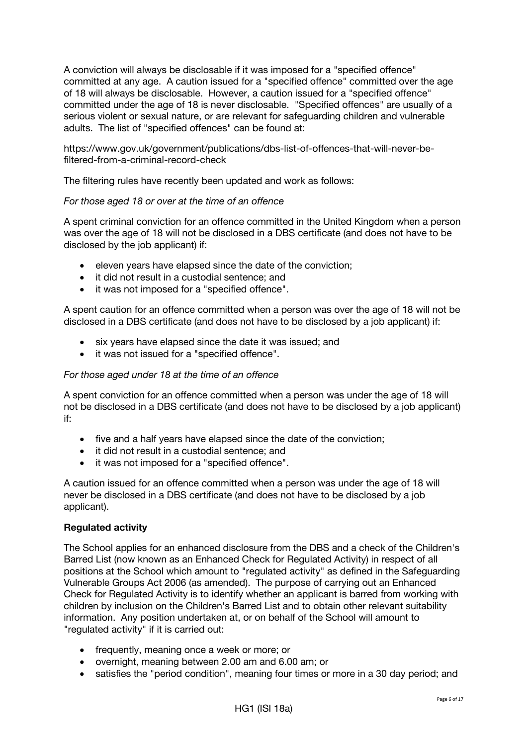A conviction will always be disclosable if it was imposed for a "specified offence" committed at any age. A caution issued for a "specified offence" committed over the age of 18 will always be disclosable. However, a caution issued for a "specified offence" committed under the age of 18 is never disclosable. "Specified offences" are usually of a serious violent or sexual nature, or are relevant for safeguarding children and vulnerable adults. The list of "specified offences" can be found at:

https://www.gov.uk/government/publications/dbs-list-of-offences-that-will-never-be-filtered-from-a-criminal-record-check

The filtering rules have recently been updated and work as follows:

*For those aged 18 or over at the time of an offence*

A spent criminal conviction for an offence committed in the United Kingdom when a person was over the age of 18 will not be disclosed in a DBS certificate (and does not have to be disclosed by the job applicant) if:

- eleven years have elapsed since the date of the conviction;
- it did not result in a custodial sentence; and
- it was not imposed for a "specified offence".

A spent caution for an offence committed when a person was over the age of 18 will not be disclosed in a DBS certificate (and does not have to be disclosed by a job applicant) if:

- six years have elapsed since the date it was issued; and
- it was not issued for a "specified offence".

*For those aged under 18 at the time of an offence*

A spent conviction for an offence committed when a person was under the age of 18 will not be disclosed in a DBS certificate (and does not have to be disclosed by a job applicant) if:

- five and a half years have elapsed since the date of the conviction;
- it did not result in a custodial sentence; and
- it was not imposed for a "specified offence".

A caution issued for an offence committed when a person was under the age of 18 will never be disclosed in a DBS certificate (and does not have to be disclosed by a job applicant).

**Regulated activity**

The School applies for an enhanced disclosure from the DBS and a check of the Children's Barred List (now known as an Enhanced Check for Regulated Activity) in respect of all positions at the School which amount to "regulated activity" as defined in the Safeguarding Vulnerable Groups Act 2006 (as amended). The purpose of carrying out an Enhanced Check for Regulated Activity is to identify whether an applicant is barred from working with children by inclusion on the Children's Barred List and to obtain other relevant suitability information. Any position undertaken at, or on behalf of the School will amount to "regulated activity" if it is carried out:

- frequently, meaning once a week or more; or
- overnight, meaning between 2.00 am and 6.00 am; or
- satisfies the "period condition", meaning four times or more in a 30 day period; and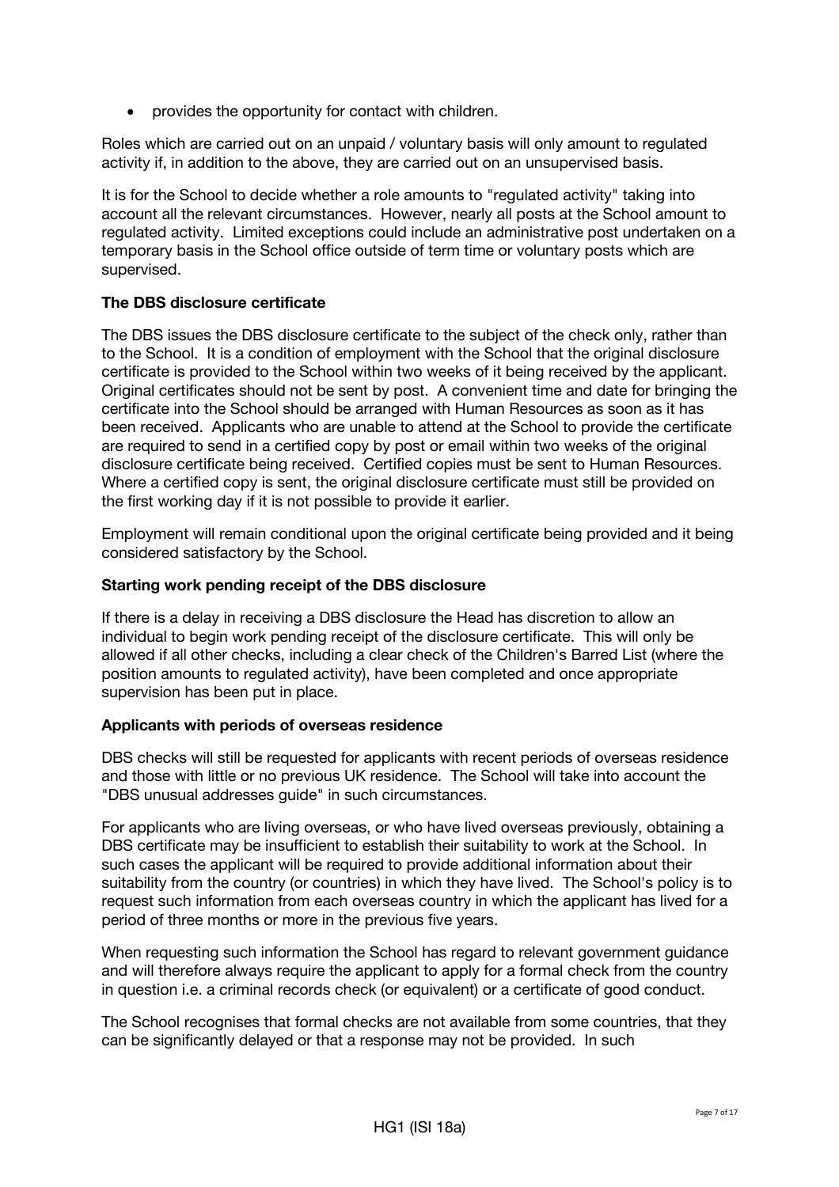- provides the opportunity for contact with children.

Roles which are carried out on an unpaid / voluntary basis will only amount to regulated activity if, in addition to the above, they are carried out on an unsupervised basis.

It is for the School to decide whether a role amounts to "regulated activity" taking into account all the relevant circumstances. However, nearly all posts at the School amount to regulated activity. Limited exceptions could include an administrative post undertaken on a temporary basis in the School office outside of term time or voluntary posts which are supervised.

**The DBS disclosure certificate**

The DBS issues the DBS disclosure certificate to the subject of the check only, rather than to the School. It is a condition of employment with the School that the original disclosure certificate is provided to the School within two weeks of it being received by the applicant. Original certificates should not be sent by post. A convenient time and date for bringing the certificate into the School should be arranged with Human Resources as soon as it has been received. Applicants who are unable to attend at the School to provide the certificate are required to send in a certified copy by post or email within two weeks of the original disclosure certificate being received. Certified copies must be sent to Human Resources. Where a certified copy is sent, the original disclosure certificate must still be provided on the first working day if it is not possible to provide it earlier.

Employment will remain conditional upon the original certificate being provided and it being considered satisfactory by the School.

**Starting work pending receipt of the DBS disclosure**

If there is a delay in receiving a DBS disclosure the Head has discretion to allow an individual to begin work pending receipt of the disclosure certificate. This will only be allowed if all other checks, including a clear check of the Children's Barred List (where the position amounts to regulated activity), have been completed and once appropriate supervision has been put in place.

**Applicants with periods of overseas residence**

DBS checks will still be requested for applicants with recent periods of overseas residence and those with little or no previous UK residence. The School will take into account the "DBS unusual addresses guide" in such circumstances.

For applicants who are living overseas, or who have lived overseas previously, obtaining a DBS certificate may be insufficient to establish their suitability to work at the School. In such cases the applicant will be required to provide additional information about their suitability from the country (or countries) in which they have lived. The School's policy is to request such information from each overseas country in which the applicant has lived for a period of three months or more in the previous five years.

When requesting such information the School has regard to relevant government guidance and will therefore always require the applicant to apply for a formal check from the country in question i.e. a criminal records check (or equivalent) or a certificate of good conduct.

The School recognises that formal checks are not available from some countries, that they can be significantly delayed or that a response may not be provided. In such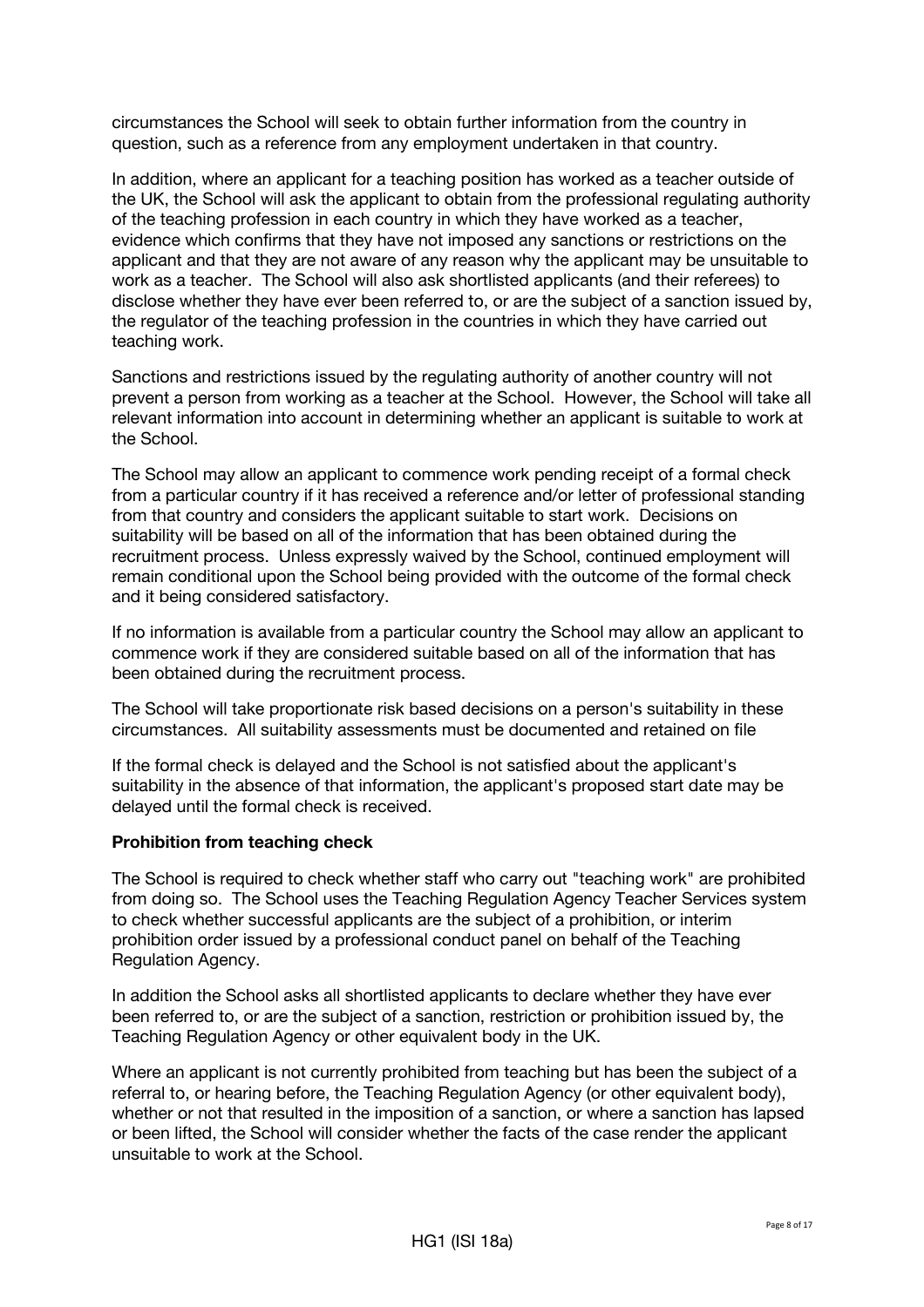circumstances the School will seek to obtain further information from the country in question, such as a reference from any employment undertaken in that country.

In addition, where an applicant for a teaching position has worked as a teacher outside of the UK, the School will ask the applicant to obtain from the professional regulating authority of the teaching profession in each country in which they have worked as a teacher, evidence which confirms that they have not imposed any sanctions or restrictions on the applicant and that they are not aware of any reason why the applicant may be unsuitable to work as a teacher. The School will also ask shortlisted applicants (and their referees) to disclose whether they have ever been referred to, or are the subject of a sanction issued by, the regulator of the teaching profession in the countries in which they have carried out teaching work.

Sanctions and restrictions issued by the regulating authority of another country will not prevent a person from working as a teacher at the School. However, the School will take all relevant information into account in determining whether an applicant is suitable to work at the School.

The School may allow an applicant to commence work pending receipt of a formal check from a particular country if it has received a reference and/or letter of professional standing from that country and considers the applicant suitable to start work. Decisions on suitability will be based on all of the information that has been obtained during the recruitment process. Unless expressly waived by the School, continued employment will remain conditional upon the School being provided with the outcome of the formal check and it being considered satisfactory.

If no information is available from a particular country the School may allow an applicant to commence work if they are considered suitable based on all of the information that has been obtained during the recruitment process.

The School will take proportionate risk based decisions on a person's suitability in these circumstances. All suitability assessments must be documented and retained on file

If the formal check is delayed and the School is not satisfied about the applicant's suitability in the absence of that information, the applicant's proposed start date may be delayed until the formal check is received.

**Prohibition from teaching check**

The School is required to check whether staff who carry out "teaching work" are prohibited from doing so. The School uses the Teaching Regulation Agency Teacher Services system to check whether successful applicants are the subject of a prohibition, or interim prohibition order issued by a professional conduct panel on behalf of the Teaching Regulation Agency.

In addition the School asks all shortlisted applicants to declare whether they have ever been referred to, or are the subject of a sanction, restriction or prohibition issued by, the Teaching Regulation Agency or other equivalent body in the UK.

Where an applicant is not currently prohibited from teaching but has been the subject of a referral to, or hearing before, the Teaching Regulation Agency (or other equivalent body), whether or not that resulted in the imposition of a sanction, or where a sanction has lapsed or been lifted, the School will consider whether the facts of the case render the applicant unsuitable to work at the School.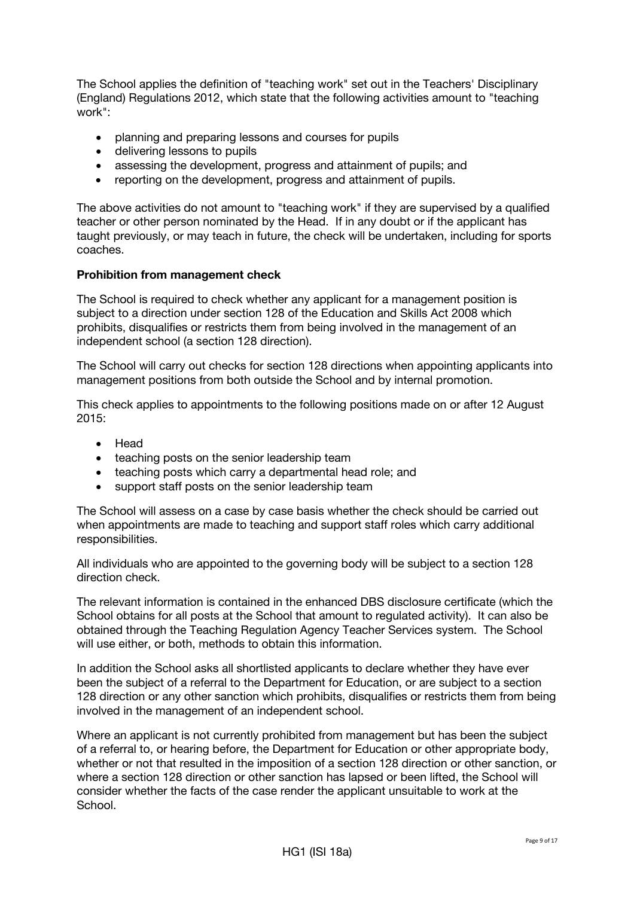The School applies the definition of "teaching work" set out in the Teachers' Disciplinary (England) Regulations 2012, which state that the following activities amount to "teaching work":

- planning and preparing lessons and courses for pupils
- delivering lessons to pupils
- assessing the development, progress and attainment of pupils; and
- reporting on the development, progress and attainment of pupils.

The above activities do not amount to "teaching work" if they are supervised by a qualified teacher or other person nominated by the Head. If in any doubt or if the applicant has taught previously, or may teach in future, the check will be undertaken, including for sports coaches.

**Prohibition from management check**

The School is required to check whether any applicant for a management position is subject to a direction under section 128 of the Education and Skills Act 2008 which prohibits, disqualifies or restricts them from being involved in the management of an independent school (a section 128 direction).

The School will carry out checks for section 128 directions when appointing applicants into management positions from both outside the School and by internal promotion.

This check applies to appointments to the following positions made on or after 12 August 2015:

- Head
- teaching posts on the senior leadership team
- teaching posts which carry a departmental head role; and
- support staff posts on the senior leadership team

The School will assess on a case by case basis whether the check should be carried out when appointments are made to teaching and support staff roles which carry additional responsibilities.

All individuals who are appointed to the governing body will be subject to a section 128 direction check.

The relevant information is contained in the enhanced DBS disclosure certificate (which the School obtains for all posts at the School that amount to regulated activity). It can also be obtained through the Teaching Regulation Agency Teacher Services system. The School will use either, or both, methods to obtain this information.

In addition the School asks all shortlisted applicants to declare whether they have ever been the subject of a referral to the Department for Education, or are subject to a section 128 direction or any other sanction which prohibits, disqualifies or restricts them from being involved in the management of an independent school.

Where an applicant is not currently prohibited from management but has been the subject of a referral to, or hearing before, the Department for Education or other appropriate body, whether or not that resulted in the imposition of a section 128 direction or other sanction, or where a section 128 direction or other sanction has lapsed or been lifted, the School will consider whether the facts of the case render the applicant unsuitable to work at the School.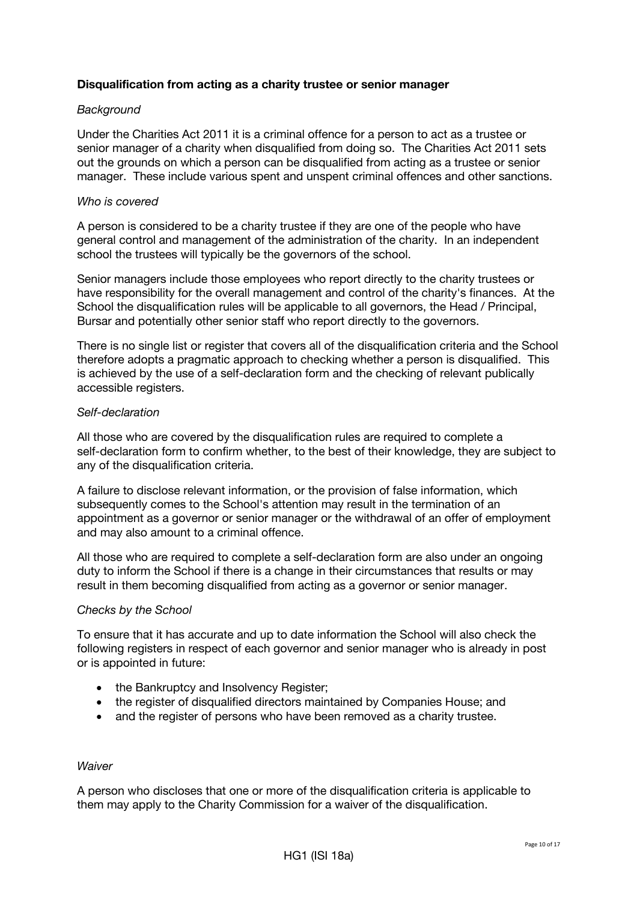**Disqualification from acting as a charity trustee or senior manager**

*Background*

Under the Charities Act 2011 it is a criminal offence for a person to act as a trustee or senior manager of a charity when disqualified from doing so. The Charities Act 2011 sets out the grounds on which a person can be disqualified from acting as a trustee or senior manager. These include various spent and unspent criminal offences and other sanctions.

*Who is covered*

A person is considered to be a charity trustee if they are one of the people who have general control and management of the administration of the charity. In an independent school the trustees will typically be the governors of the school.

Senior managers include those employees who report directly to the charity trustees or have responsibility for the overall management and control of the charity's finances. At the School the disqualification rules will be applicable to all governors, the Head / Principal, Bursar and potentially other senior staff who report directly to the governors.

There is no single list or register that covers all of the disqualification criteria and the School therefore adopts a pragmatic approach to checking whether a person is disqualified. This is achieved by the use of a self-declaration form and the checking of relevant publically accessible registers.

*Self-declaration*

All those who are covered by the disqualification rules are required to complete a self-declaration form to confirm whether, to the best of their knowledge, they are subject to any of the disqualification criteria.

A failure to disclose relevant information, or the provision of false information, which subsequently comes to the School's attention may result in the termination of an appointment as a governor or senior manager or the withdrawal of an offer of employment and may also amount to a criminal offence.

All those who are required to complete a self-declaration form are also under an ongoing duty to inform the School if there is a change in their circumstances that results or may result in them becoming disqualified from acting as a governor or senior manager.

*Checks by the School*

To ensure that it has accurate and up to date information the School will also check the following registers in respect of each governor and senior manager who is already in post or is appointed in future:

- the Bankruptcy and Insolvency Register;
- the register of disqualified directors maintained by Companies House; and
- and the register of persons who have been removed as a charity trustee.

*Waiver*

A person who discloses that one or more of the disqualification criteria is applicable to them may apply to the Charity Commission for a waiver of the disqualification.

HG1 (ISI 18a)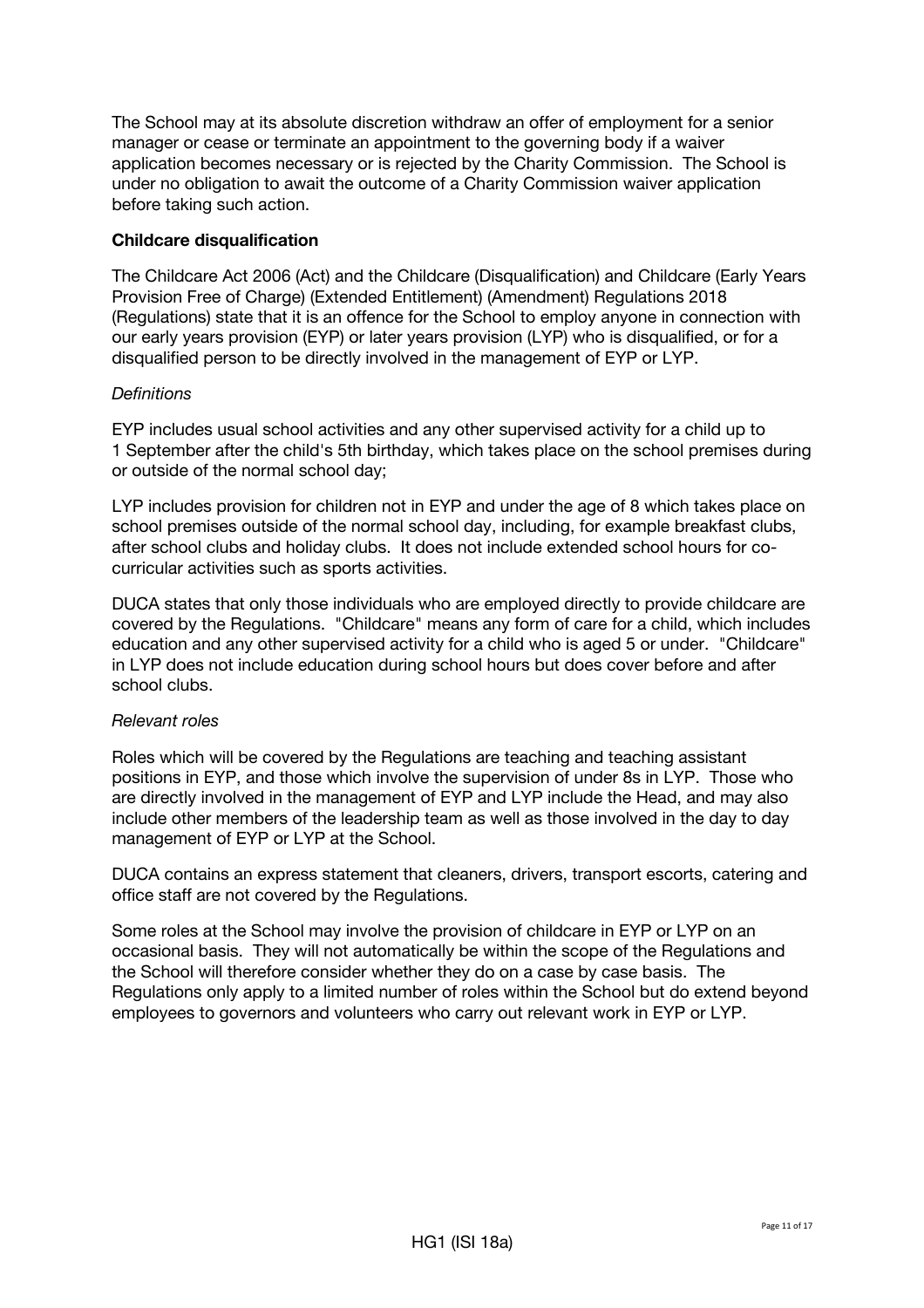The School may at its absolute discretion withdraw an offer of employment for a senior manager or cease or terminate an appointment to the governing body if a waiver application becomes necessary or is rejected by the Charity Commission. The School is under no obligation to await the outcome of a Charity Commission waiver application before taking such action.

**Childcare disqualification**

The Childcare Act 2006 (Act) and the Childcare (Disqualification) and Childcare (Early Years Provision Free of Charge) (Extended Entitlement) (Amendment) Regulations 2018 (Regulations) state that it is an offence for the School to employ anyone in connection with our early years provision (EYP) or later years provision (LYP) who is disqualified, or for a disqualified person to be directly involved in the management of EYP or LYP.

*Definitions*

EYP includes usual school activities and any other supervised activity for a child up to 1 September after the child's 5th birthday, which takes place on the school premises during or outside of the normal school day;

LYP includes provision for children not in EYP and under the age of 8 which takes place on school premises outside of the normal school day, including, for example breakfast clubs, after school clubs and holiday clubs. It does not include extended school hours for co-curricular activities such as sports activities.

DUCA states that only those individuals who are employed directly to provide childcare are covered by the Regulations. "Childcare" means any form of care for a child, which includes education and any other supervised activity for a child who is aged 5 or under. "Childcare" in LYP does not include education during school hours but does cover before and after school clubs.

*Relevant roles*

Roles which will be covered by the Regulations are teaching and teaching assistant positions in EYP, and those which involve the supervision of under 8s in LYP. Those who are directly involved in the management of EYP and LYP include the Head, and may also include other members of the leadership team as well as those involved in the day to day management of EYP or LYP at the School.

DUCA contains an express statement that cleaners, drivers, transport escorts, catering and office staff are not covered by the Regulations.

Some roles at the School may involve the provision of childcare in EYP or LYP on an occasional basis. They will not automatically be within the scope of the Regulations and the School will therefore consider whether they do on a case by case basis. The Regulations only apply to a limited number of roles within the School but do extend beyond employees to governors and volunteers who carry out relevant work in EYP or LYP.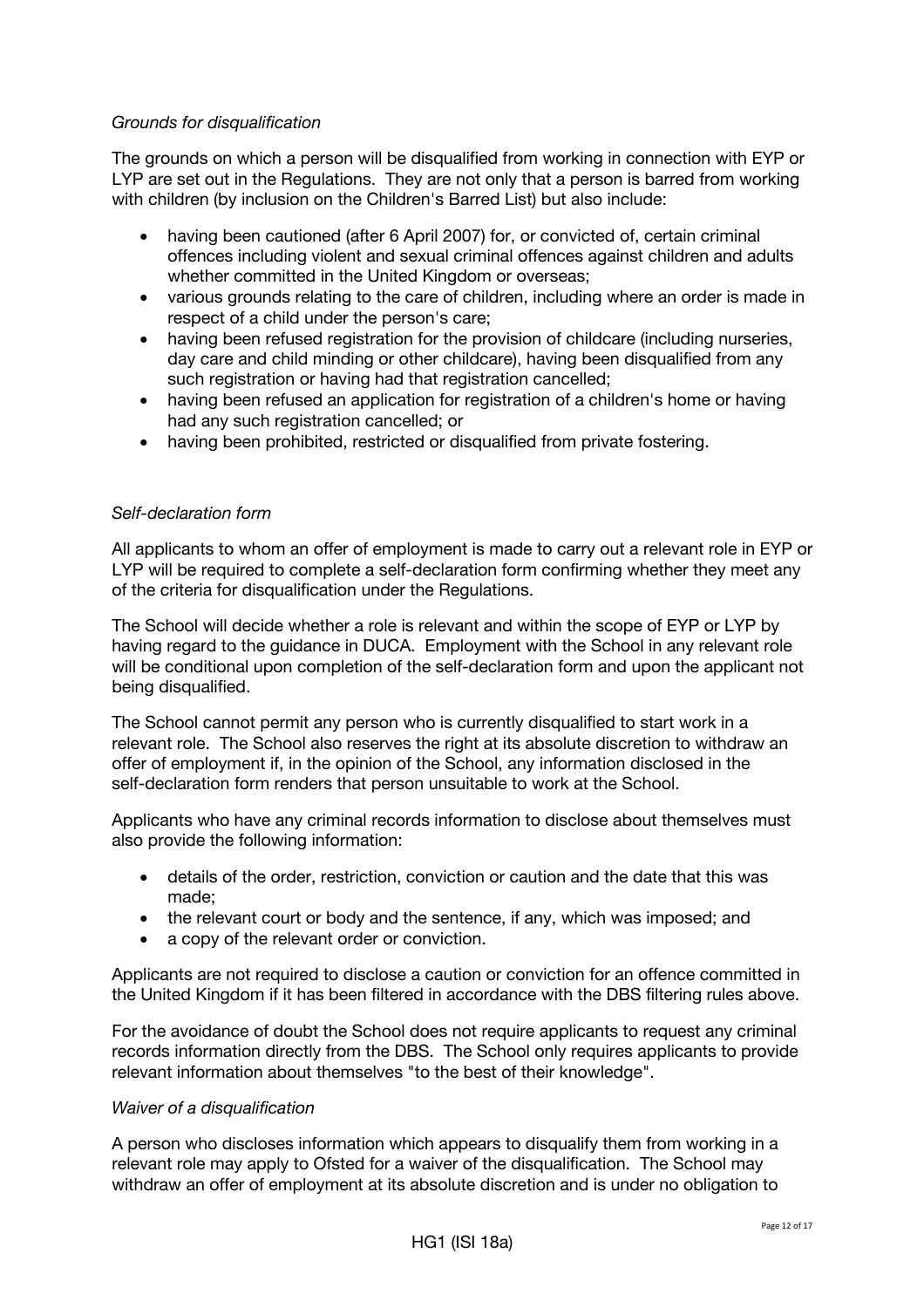*Grounds for disqualification*

The grounds on which a person will be disqualified from working in connection with EYP or LYP are set out in the Regulations. They are not only that a person is barred from working with children (by inclusion on the Children's Barred List) but also include:

- having been cautioned (after 6 April 2007) for, or convicted of, certain criminal offences including violent and sexual criminal offences against children and adults whether committed in the United Kingdom or overseas;
- various grounds relating to the care of children, including where an order is made in respect of a child under the person's care;
- having been refused registration for the provision of childcare (including nurseries, day care and child minding or other childcare), having been disqualified from any such registration or having had that registration cancelled;
- having been refused an application for registration of a children's home or having had any such registration cancelled; or
- having been prohibited, restricted or disqualified from private fostering.

*Self-declaration form*

All applicants to whom an offer of employment is made to carry out a relevant role in EYP or LYP will be required to complete a self-declaration form confirming whether they meet any of the criteria for disqualification under the Regulations.

The School will decide whether a role is relevant and within the scope of EYP or LYP by having regard to the guidance in DUCA. Employment with the School in any relevant role will be conditional upon completion of the self-declaration form and upon the applicant not being disqualified.

The School cannot permit any person who is currently disqualified to start work in a relevant role. The School also reserves the right at its absolute discretion to withdraw an offer of employment if, in the opinion of the School, any information disclosed in the self-declaration form renders that person unsuitable to work at the School.

Applicants who have any criminal records information to disclose about themselves must also provide the following information:

- details of the order, restriction, conviction or caution and the date that this was made;
- the relevant court or body and the sentence, if any, which was imposed; and
- a copy of the relevant order or conviction.

Applicants are not required to disclose a caution or conviction for an offence committed in the United Kingdom if it has been filtered in accordance with the DBS filtering rules above.

For the avoidance of doubt the School does not require applicants to request any criminal records information directly from the DBS. The School only requires applicants to provide relevant information about themselves "to the best of their knowledge".

*Waiver of a disqualification*

A person who discloses information which appears to disqualify them from working in a relevant role may apply to Ofsted for a waiver of the disqualification. The School may withdraw an offer of employment at its absolute discretion and is under no obligation to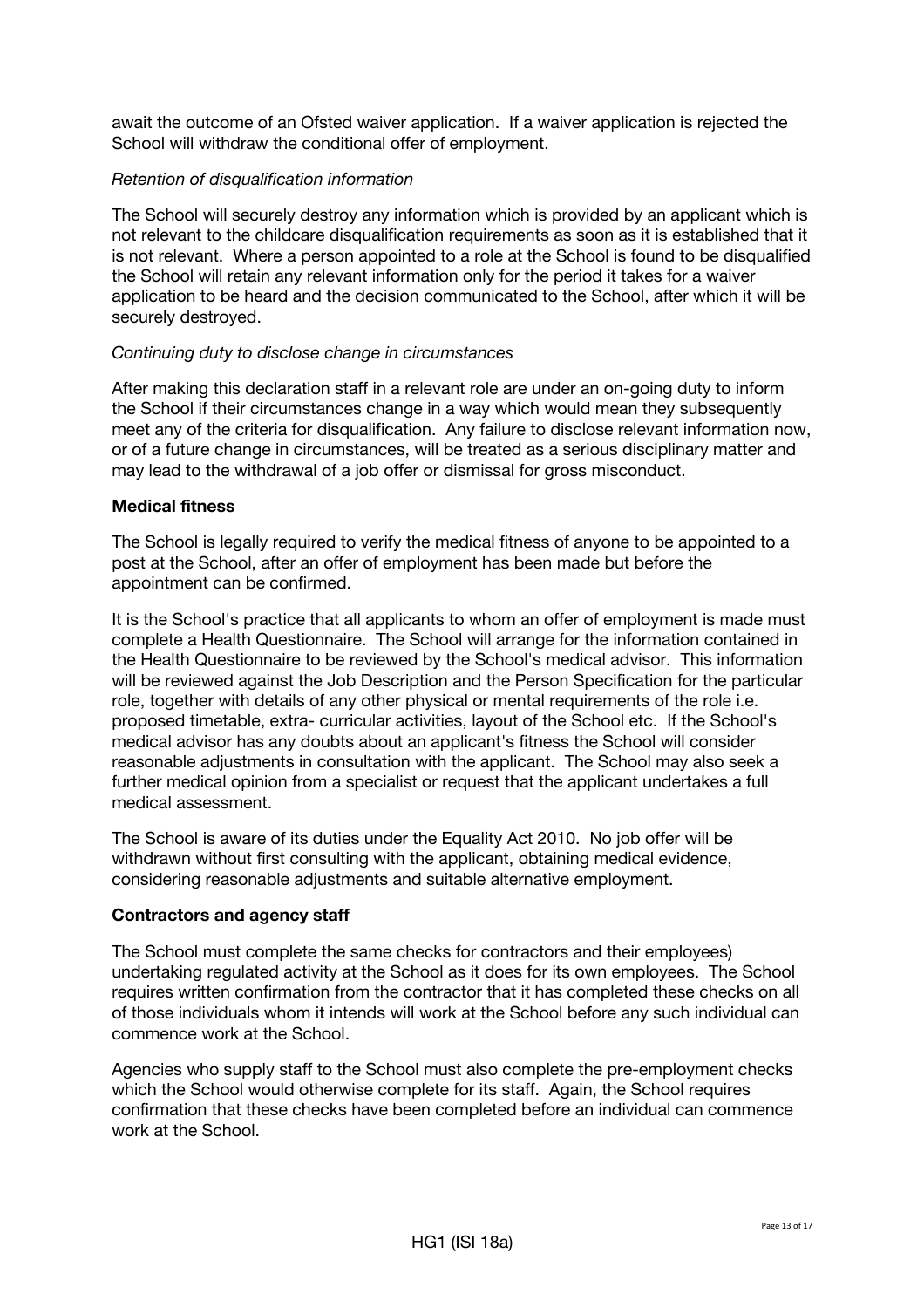await the outcome of an Ofsted waiver application. If a waiver application is rejected the School will withdraw the conditional offer of employment.

*Retention of disqualification information*

The School will securely destroy any information which is provided by an applicant which is not relevant to the childcare disqualification requirements as soon as it is established that it is not relevant. Where a person appointed to a role at the School is found to be disqualified the School will retain any relevant information only for the period it takes for a waiver application to be heard and the decision communicated to the School, after which it will be securely destroyed.

*Continuing duty to disclose change in circumstances*

After making this declaration staff in a relevant role are under an on-going duty to inform the School if their circumstances change in a way which would mean they subsequently meet any of the criteria for disqualification. Any failure to disclose relevant information now, or of a future change in circumstances, will be treated as a serious disciplinary matter and may lead to the withdrawal of a job offer or dismissal for gross misconduct.

**Medical fitness**

The School is legally required to verify the medical fitness of anyone to be appointed to a post at the School, after an offer of employment has been made but before the appointment can be confirmed.

It is the School's practice that all applicants to whom an offer of employment is made must complete a Health Questionnaire. The School will arrange for the information contained in the Health Questionnaire to be reviewed by the School's medical advisor. This information will be reviewed against the Job Description and the Person Specification for the particular role, together with details of any other physical or mental requirements of the role i.e. proposed timetable, extra- curricular activities, layout of the School etc. If the School's medical advisor has any doubts about an applicant's fitness the School will consider reasonable adjustments in consultation with the applicant. The School may also seek a further medical opinion from a specialist or request that the applicant undertakes a full medical assessment.

The School is aware of its duties under the Equality Act 2010. No job offer will be withdrawn without first consulting with the applicant, obtaining medical evidence, considering reasonable adjustments and suitable alternative employment.

**Contractors and agency staff**

The School must complete the same checks for contractors and their employees) undertaking regulated activity at the School as it does for its own employees. The School requires written confirmation from the contractor that it has completed these checks on all of those individuals whom it intends will work at the School before any such individual can commence work at the School.

Agencies who supply staff to the School must also complete the pre-employment checks which the School would otherwise complete for its staff. Again, the School requires confirmation that these checks have been completed before an individual can commence work at the School.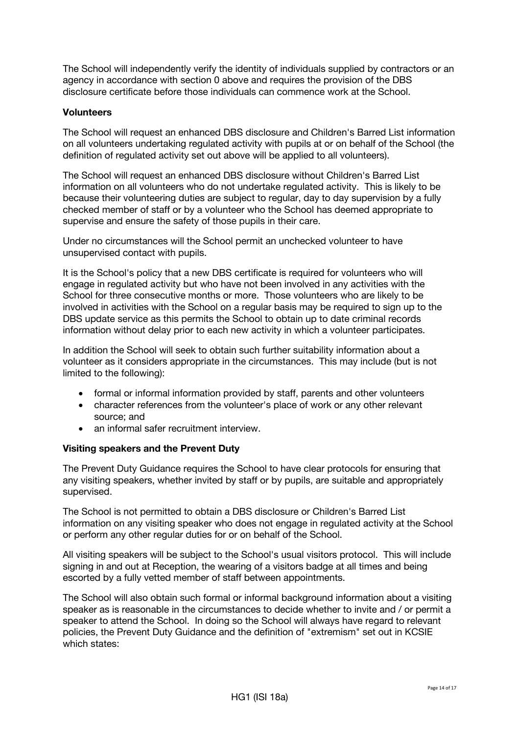The School will independently verify the identity of individuals supplied by contractors or an agency in accordance with section 0 above and requires the provision of the DBS disclosure certificate before those individuals can commence work at the School.

**Volunteers**

The School will request an enhanced DBS disclosure and Children's Barred List information on all volunteers undertaking regulated activity with pupils at or on behalf of the School (the definition of regulated activity set out above will be applied to all volunteers).

The School will request an enhanced DBS disclosure without Children's Barred List information on all volunteers who do not undertake regulated activity. This is likely to be because their volunteering duties are subject to regular, day to day supervision by a fully checked member of staff or by a volunteer who the School has deemed appropriate to supervise and ensure the safety of those pupils in their care.

Under no circumstances will the School permit an unchecked volunteer to have unsupervised contact with pupils.

It is the School's policy that a new DBS certificate is required for volunteers who will engage in regulated activity but who have not been involved in any activities with the School for three consecutive months or more. Those volunteers who are likely to be involved in activities with the School on a regular basis may be required to sign up to the DBS update service as this permits the School to obtain up to date criminal records information without delay prior to each new activity in which a volunteer participates.

In addition the School will seek to obtain such further suitability information about a volunteer as it considers appropriate in the circumstances. This may include (but is not limited to the following):

- formal or informal information provided by staff, parents and other volunteers
- character references from the volunteer's place of work or any other relevant source; and
- an informal safer recruitment interview.

**Visiting speakers and the Prevent Duty**

The Prevent Duty Guidance requires the School to have clear protocols for ensuring that any visiting speakers, whether invited by staff or by pupils, are suitable and appropriately supervised.

The School is not permitted to obtain a DBS disclosure or Children's Barred List information on any visiting speaker who does not engage in regulated activity at the School or perform any other regular duties for or on behalf of the School.

All visiting speakers will be subject to the School's usual visitors protocol. This will include signing in and out at Reception, the wearing of a visitors badge at all times and being escorted by a fully vetted member of staff between appointments.

The School will also obtain such formal or informal background information about a visiting speaker as is reasonable in the circumstances to decide whether to invite and / or permit a speaker to attend the School. In doing so the School will always have regard to relevant policies, the Prevent Duty Guidance and the definition of "extremism" set out in KCSIE which states: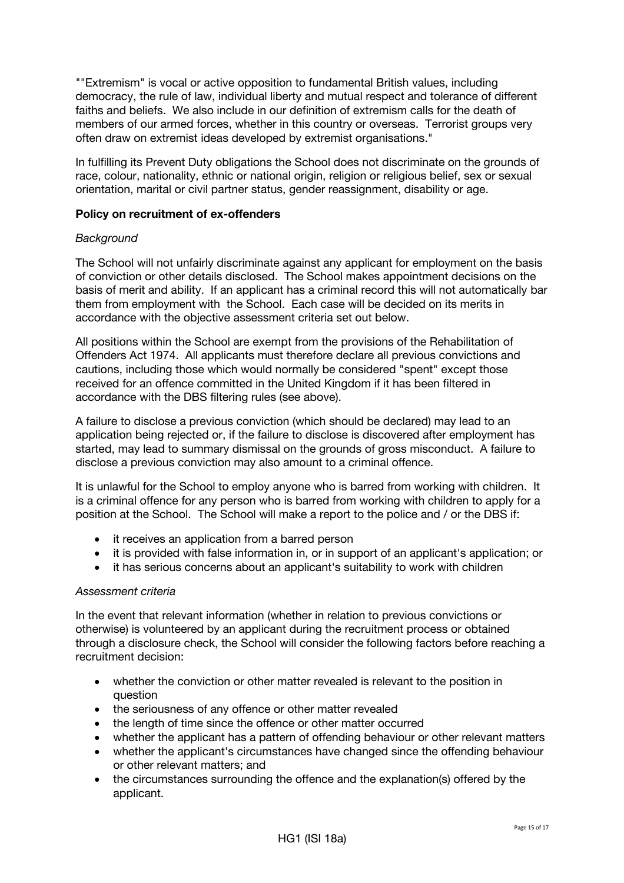""Extremism" is vocal or active opposition to fundamental British values, including democracy, the rule of law, individual liberty and mutual respect and tolerance of different faiths and beliefs. We also include in our definition of extremism calls for the death of members of our armed forces, whether in this country or overseas. Terrorist groups very often draw on extremist ideas developed by extremist organisations."

In fulfilling its Prevent Duty obligations the School does not discriminate on the grounds of race, colour, nationality, ethnic or national origin, religion or religious belief, sex or sexual orientation, marital or civil partner status, gender reassignment, disability or age.

**Policy on recruitment of ex-offenders**

*Background*

The School will not unfairly discriminate against any applicant for employment on the basis of conviction or other details disclosed. The School makes appointment decisions on the basis of merit and ability. If an applicant has a criminal record this will not automatically bar them from employment with the School. Each case will be decided on its merits in accordance with the objective assessment criteria set out below.

All positions within the School are exempt from the provisions of the Rehabilitation of Offenders Act 1974. All applicants must therefore declare all previous convictions and cautions, including those which would normally be considered "spent" except those received for an offence committed in the United Kingdom if it has been filtered in accordance with the DBS filtering rules (see above).

A failure to disclose a previous conviction (which should be declared) may lead to an application being rejected or, if the failure to disclose is discovered after employment has started, may lead to summary dismissal on the grounds of gross misconduct. A failure to disclose a previous conviction may also amount to a criminal offence.

It is unlawful for the School to employ anyone who is barred from working with children. It is a criminal offence for any person who is barred from working with children to apply for a position at the School. The School will make a report to the police and / or the DBS if:

- it receives an application from a barred person
- it is provided with false information in, or in support of an applicant's application; or
- it has serious concerns about an applicant's suitability to work with children

*Assessment criteria*

In the event that relevant information (whether in relation to previous convictions or otherwise) is volunteered by an applicant during the recruitment process or obtained through a disclosure check, the School will consider the following factors before reaching a recruitment decision:

- whether the conviction or other matter revealed is relevant to the position in question
- the seriousness of any offence or other matter revealed
- the length of time since the offence or other matter occurred
- whether the applicant has a pattern of offending behaviour or other relevant matters
- whether the applicant's circumstances have changed since the offending behaviour or other relevant matters; and
- the circumstances surrounding the offence and the explanation(s) offered by the applicant.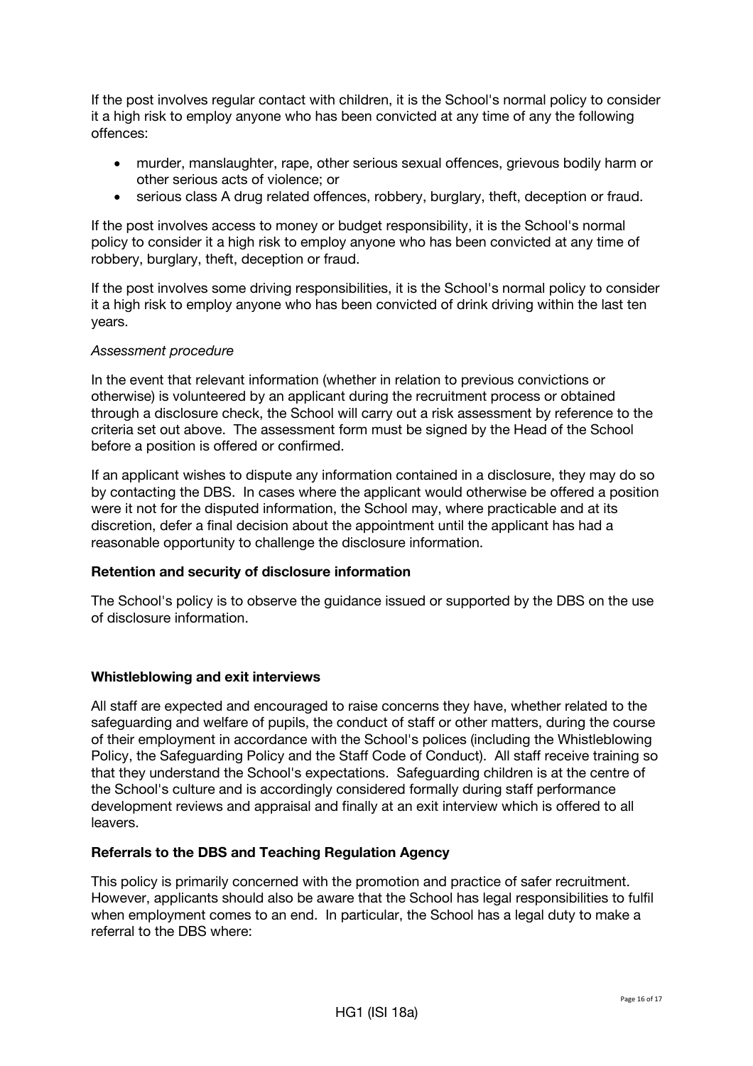If the post involves regular contact with children, it is the School's normal policy to consider it a high risk to employ anyone who has been convicted at any time of any the following offences:

- murder, manslaughter, rape, other serious sexual offences, grievous bodily harm or other serious acts of violence; or
- serious class A drug related offences, robbery, burglary, theft, deception or fraud.

If the post involves access to money or budget responsibility, it is the School's normal policy to consider it a high risk to employ anyone who has been convicted at any time of robbery, burglary, theft, deception or fraud.

If the post involves some driving responsibilities, it is the School's normal policy to consider it a high risk to employ anyone who has been convicted of drink driving within the last ten years.

*Assessment procedure*

In the event that relevant information (whether in relation to previous convictions or otherwise) is volunteered by an applicant during the recruitment process or obtained through a disclosure check, the School will carry out a risk assessment by reference to the criteria set out above. The assessment form must be signed by the Head of the School before a position is offered or confirmed.

If an applicant wishes to dispute any information contained in a disclosure, they may do so by contacting the DBS. In cases where the applicant would otherwise be offered a position were it not for the disputed information, the School may, where practicable and at its discretion, defer a final decision about the appointment until the applicant has had a reasonable opportunity to challenge the disclosure information.

**Retention and security of disclosure information**

The School's policy is to observe the guidance issued or supported by the DBS on the use of disclosure information.

**Whistleblowing and exit interviews**

All staff are expected and encouraged to raise concerns they have, whether related to the safeguarding and welfare of pupils, the conduct of staff or other matters, during the course of their employment in accordance with the School's polices (including the Whistleblowing Policy, the Safeguarding Policy and the Staff Code of Conduct). All staff receive training so that they understand the School's expectations. Safeguarding children is at the centre of the School's culture and is accordingly considered formally during staff performance development reviews and appraisal and finally at an exit interview which is offered to all leavers.

**Referrals to the DBS and Teaching Regulation Agency**

This policy is primarily concerned with the promotion and practice of safer recruitment. However, applicants should also be aware that the School has legal responsibilities to fulfil when employment comes to an end. In particular, the School has a legal duty to make a referral to the DBS where: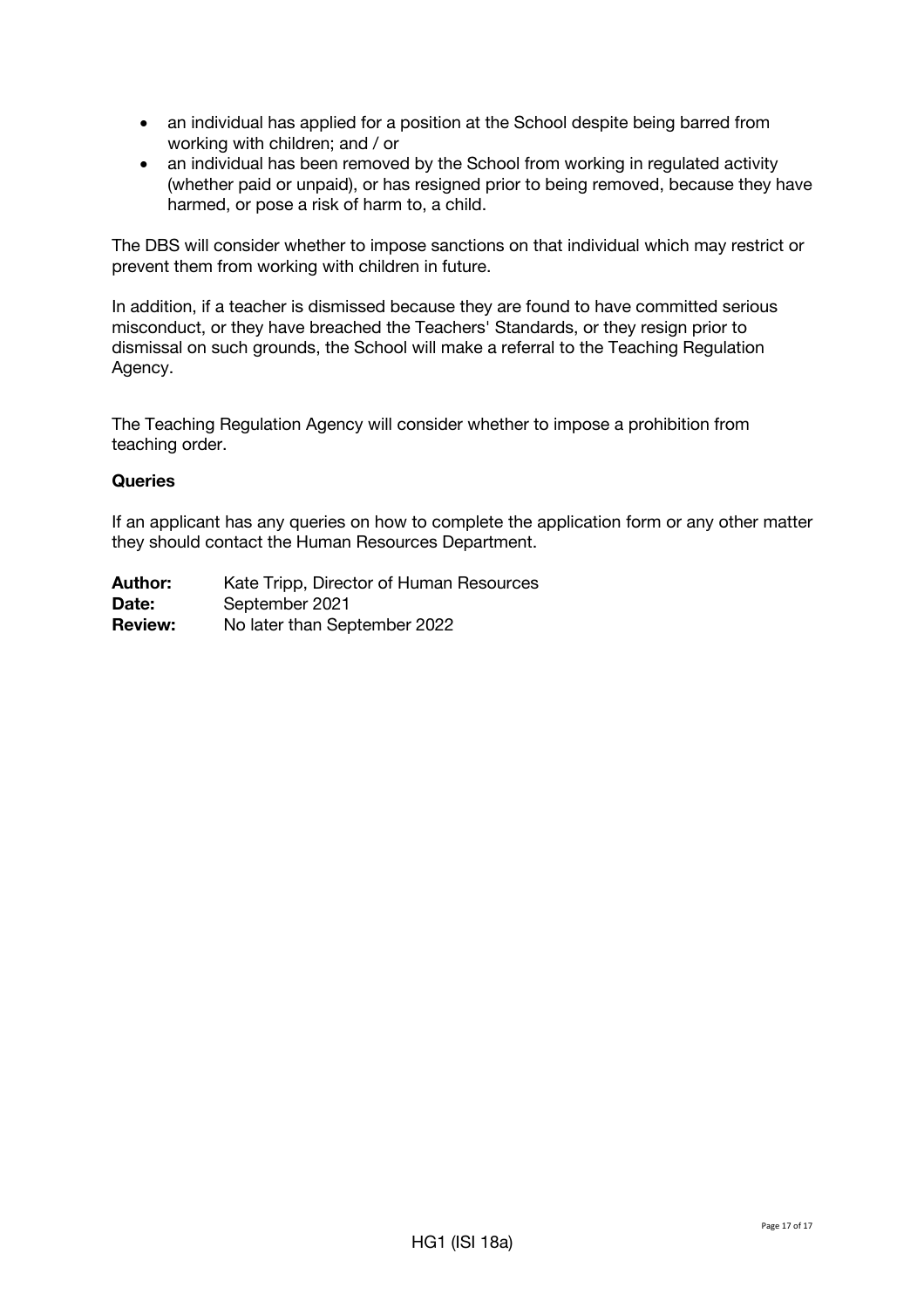- an individual has applied for a position at the School despite being barred from working with children; and / or
- an individual has been removed by the School from working in regulated activity (whether paid or unpaid), or has resigned prior to being removed, because they have harmed, or pose a risk of harm to, a child.

The DBS will consider whether to impose sanctions on that individual which may restrict or prevent them from working with children in future.

In addition, if a teacher is dismissed because they are found to have committed serious misconduct, or they have breached the Teachers' Standards, or they resign prior to dismissal on such grounds, the School will make a referral to the Teaching Regulation Agency.

The Teaching Regulation Agency will consider whether to impose a prohibition from teaching order.

**Queries**

If an applicant has any queries on how to complete the application form or any other matter they should contact the Human Resources Department.

**Author:** Kate Tripp, Director of Human Resources
**Date:** September 2021
**Review:** No later than September 2022